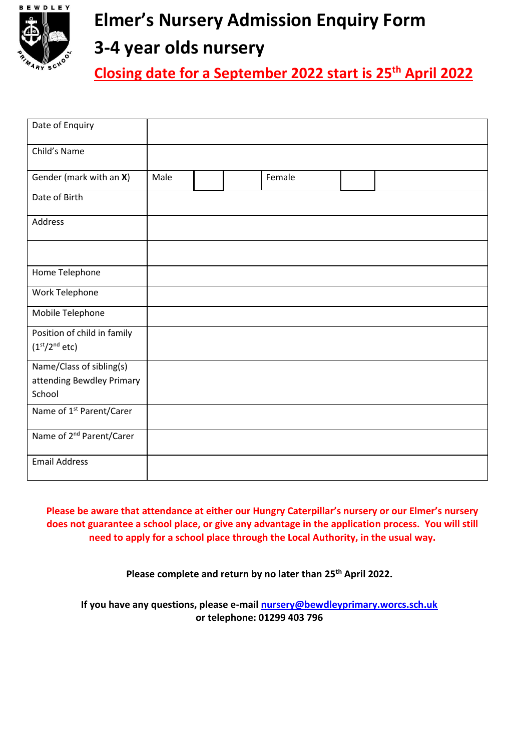# Elmer's Nursery Admission Enquiry Form

## 3-4 year olds nursery

**Closing date for a September 2022 start is 25th April 2022**

| | | | | | | |
|---|---|---|---|---|---|---|
| Date of Enquiry | | | | | | |
| Child's Name | | | | | | |
| Gender (mark with an **X**) | Male | | | Female | | |
| Date of Birth | | | | | | |
| Address | | | | | | |
| | | | | | | |
| Home Telephone | | | | | | |
| Work Telephone | | | | | | |
| Mobile Telephone | | | | | | |
| Position of child in family (1st/2nd etc) | | | | | | |
| Name/Class of sibling(s) attending Bewdley Primary School | | | | | | |
| Name of 1st Parent/Carer | | | | | | |
| Name of 2nd Parent/Carer | | | | | | |
| Email Address | | | | | | |

**Please be aware that attendance at either our Hungry Caterpillar's nursery or our Elmer's nursery does not guarantee a school place, or give any advantage in the application process. You will still need to apply for a school place through the Local Authority, in the usual way.**

**Please complete and return by no later than 25th April 2022.**

**If you have any questions, please e-mail nursery@bewdleyprimary.worcs.sch.uk or telephone: 01299 403 796**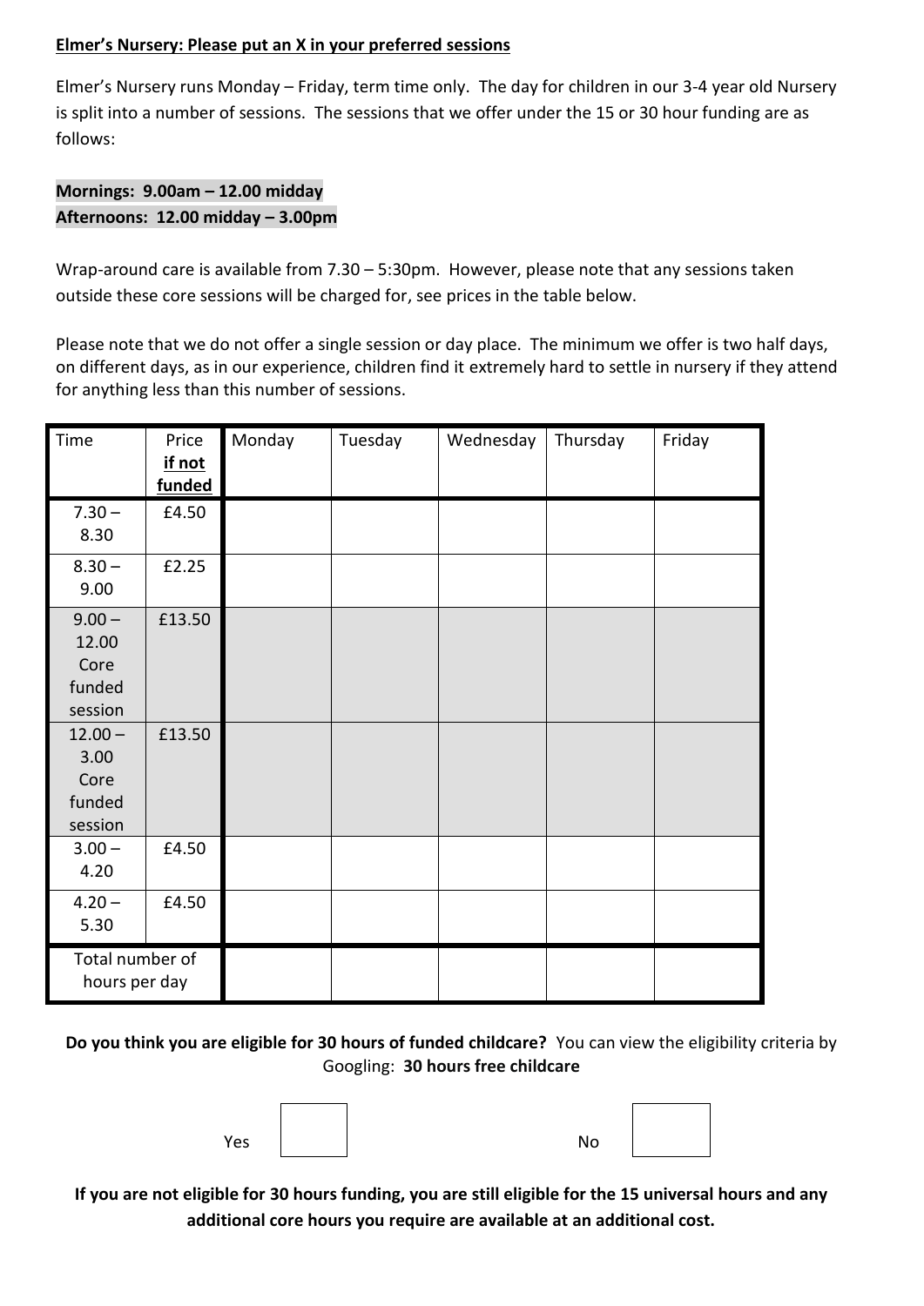**Elmer's Nursery: Please put an X in your preferred sessions**

Elmer's Nursery runs Monday – Friday, term time only. The day for children in our 3-4 year old Nursery is split into a number of sessions. The sessions that we offer under the 15 or 30 hour funding are as follows:

**Mornings: 9.00am – 12.00 midday**
**Afternoons: 12.00 midday – 3.00pm**

Wrap-around care is available from 7.30 – 5:30pm. However, please note that any sessions taken outside these core sessions will be charged for, see prices in the table below.

Please note that we do not offer a single session or day place. The minimum we offer is two half days, on different days, as in our experience, children find it extremely hard to settle in nursery if they attend for anything less than this number of sessions.

| Time | Price **if not funded** | Monday | Tuesday | Wednesday | Thursday | Friday |
|---|---|---|---|---|---|---|
| 7.30 – 8.30 | £4.50 | | | | | |
| 8.30 – 9.00 | £2.25 | | | | | |
| 9.00 – 12.00 Core funded session | £13.50 | | | | | |
| 12.00 – 3.00 Core funded session | £13.50 | | | | | |
| 3.00 – 4.20 | £4.50 | | | | | |
| 4.20 – 5.30 | £4.50 | | | | | |
| Total number of hours per day | | | | | | |

**Do you think you are eligible for 30 hours of funded childcare?** You can view the eligibility criteria by Googling: **30 hours free childcare**

Yes ☐ No ☐

**If you are not eligible for 30 hours funding, you are still eligible for the 15 universal hours and any additional core hours you require are available at an additional cost.**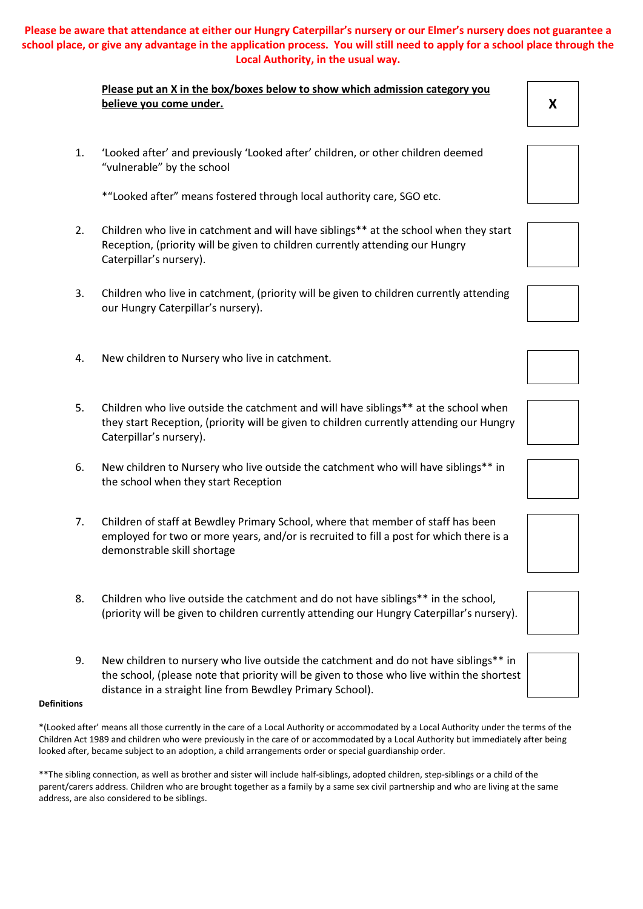**Please be aware that attendance at either our Hungry Caterpillar's nursery or our Elmer's nursery does not guarantee a school place, or give any advantage in the application process. You will still need to apply for a school place through the Local Authority, in the usual way.**

| | | X |
|---|---|---|
| | **Please put an X in the box/boxes below to show which admission category you believe you come under.** | |
| 1. | 'Looked after' and previously 'Looked after' children, or other children deemed "vulnerable" by the school<br><br>*"Looked after" means fostered through local authority care, SGO etc. | |
| 2. | Children who live in catchment and will have siblings** at the school when they start Reception, (priority will be given to children currently attending our Hungry Caterpillar's nursery). | |
| 3. | Children who live in catchment, (priority will be given to children currently attending our Hungry Caterpillar's nursery). | |
| 4. | New children to Nursery who live in catchment. | |
| 5. | Children who live outside the catchment and will have siblings** at the school when they start Reception, (priority will be given to children currently attending our Hungry Caterpillar's nursery). | |
| 6. | New children to Nursery who live outside the catchment who will have siblings** in the school when they start Reception | |
| 7. | Children of staff at Bewdley Primary School, where that member of staff has been employed for two or more years, and/or is recruited to fill a post for which there is a demonstrable skill shortage | |
| 8. | Children who live outside the catchment and do not have siblings** in the school, (priority will be given to children currently attending our Hungry Caterpillar's nursery). | |
| 9. | New children to nursery who live outside the catchment and do not have siblings** in the school, (please note that priority will be given to those who live within the shortest distance in a straight line from Bewdley Primary School). | |

**Definitions**

*(Looked after' means all those currently in the care of a Local Authority or accommodated by a Local Authority under the terms of the Children Act 1989 and children who were previously in the care of or accommodated by a Local Authority but immediately after being looked after, became subject to an adoption, a child arrangements order or special guardianship order.

**The sibling connection, as well as brother and sister will include half-siblings, adopted children, step-siblings or a child of the parent/carers address. Children who are brought together as a family by a same sex civil partnership and who are living at the same address, are also considered to be siblings.